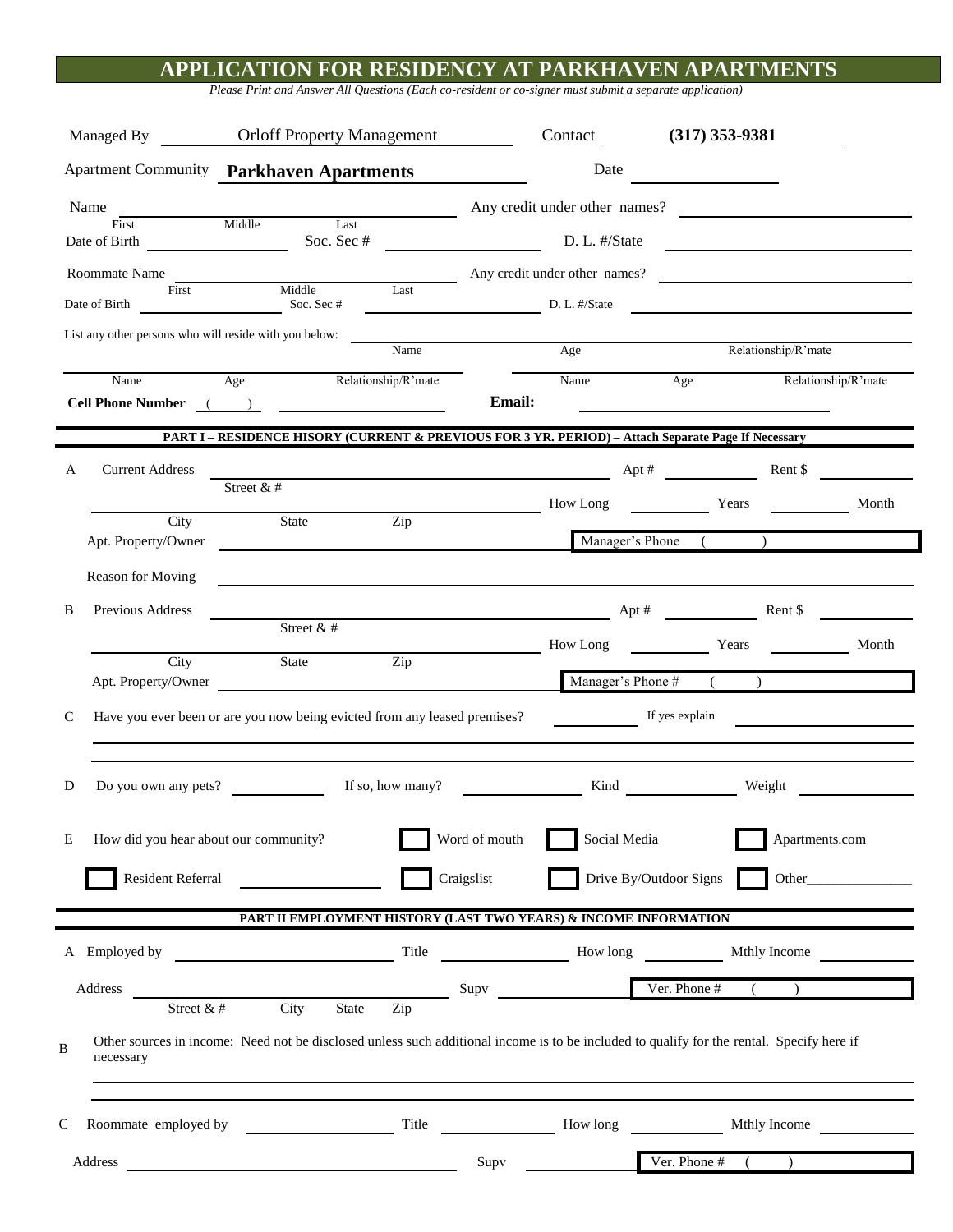# APPLICATION FOR RESIDENCY AT PARKHAVEN APARTMENTS

*Please Print and Answer All Questions (Each co-resident or co-signer must submit a separate application)*

Managed By Orloff Property Management Contact **(317) 353-9381**

Apartment Community **Parkhaven Apartments** Date ____________

Name ______________________________ Any credit under other names? ____________
First Middle Last

Date of Birth ____________ Soc. Sec # ____________ D. L. #/State ____________

Roommate Name ______________________________ Any credit under other names? ____________
First Middle Last

Date of Birth ____________ Soc. Sec # ____________ D. L. #/State ____________

List any other persons who will reside with you below: ____________
Name Age Relationship/R'mate

Name Age Relationship/R'mate Name Age Relationship/R'mate

**Cell Phone Number** ( ) ____________ **Email:** ____________

---

**PART I – RESIDENCE HISORY (CURRENT & PREVIOUS FOR 3 YR. PERIOD) – Attach Separate Page If Necessary**

A Current Address ____________ Apt # ______ Rent $ ______
Street & #

____________ How Long ______ Years ______ Month
City State Zip

Apt. Property/Owner ____________ Manager's Phone ( )

Reason for Moving ____________

B Previous Address ____________ Apt # ______ Rent $ ______
Street & #

____________ How Long ______ Years ______ Month
City State Zip

Apt. Property/Owner ____________ Manager's Phone # ( )

C Have you ever been or are you now being evicted from any leased premises? ______ If yes explain ____________

D Do you own any pets? ______ If so, how many? ______ Kind ______ Weight ______

E How did you hear about our community?
- ☐ Word of mouth
- ☐ Social Media
- ☐ Apartments.com
- ☐ Resident Referral ____________
- ☐ Craigslist
- ☐ Drive By/Outdoor Signs
- ☐ Other______________

---

**PART II EMPLOYMENT HISTORY (LAST TWO YEARS) & INCOME INFORMATION**

A Employed by ____________ Title ____________ How long ______ Mthly Income ______

Address ____________ Supv ____________ Ver. Phone # ( )
Street & # City State Zip

B Other sources in income: Need not be disclosed unless such additional income is to be included to qualify for the rental. Specify here if necessary

____________

C Roommate employed by ____________ Title ____________ How long ______ Mthly Income ______

Address ____________ Supv ____________ Ver. Phone # ( )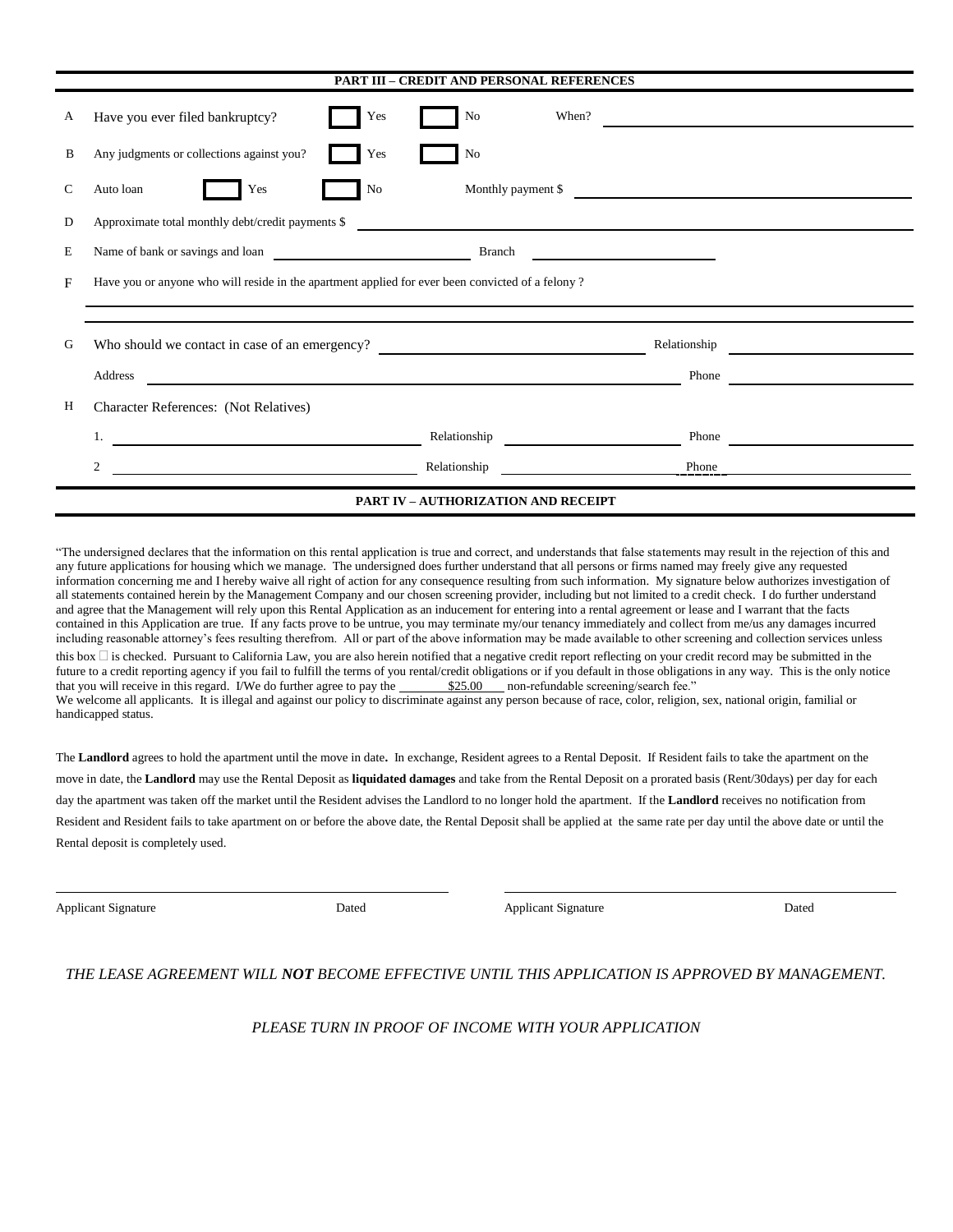## PART III – CREDIT AND PERSONAL REFERENCES

A Have you ever filed bankruptcy? ☐ Yes ☐ No When? ______________________

B Any judgments or collections against you? ☐ Yes ☐ No

C Auto loan ☐ Yes ☐ No Monthly payment $ ______________________

D Approximate total monthly debt/credit payments $ ______________________

E Name of bank or savings and loan ______________________ Branch ______________________

F Have you or anyone who will reside in the apartment applied for ever been convicted of a felony ?

______________________________________________

G Who should we contact in case of an emergency? ______________________ Relationship ______________________

Address ______________________ Phone ______________________

H Character References: (Not Relatives)

1. ______________________ Relationship ______________________ Phone ______________________

2 ______________________ Relationship ______________________ Phone ______________________

## PART IV – AUTHORIZATION AND RECEIPT

"The undersigned declares that the information on this rental application is true and correct, and understands that false statements may result in the rejection of this and any future applications for housing which we manage. The undersigned does further understand that all persons or firms named may freely give any requested information concerning me and I hereby waive all right of action for any consequence resulting from such information. My signature below authorizes investigation of all statements contained herein by the Management Company and our chosen screening provider, including but not limited to a credit check. I do further understand and agree that the Management will rely upon this Rental Application as an inducement for entering into a rental agreement or lease and I warrant that the facts contained in this Application are true. If any facts prove to be untrue, you may terminate my/our tenancy immediately and collect from me/us any damages incurred including reasonable attorney's fees resulting therefrom. All or part of the above information may be made available to other screening and collection services unless this box ☐ is checked. Pursuant to California Law, you are also herein notified that a negative credit report reflecting on your credit record may be submitted in the future to a credit reporting agency if you fail to fulfill the terms of you rental/credit obligations or if you default in those obligations in any way. This is the only notice that you will receive in this regard. I/We do further agree to pay the $25.00 non-refundable screening/search fee."
We welcome all applicants. It is illegal and against our policy to discriminate against any person because of race, color, religion, sex, national origin, familial or handicapped status.

The **Landlord** agrees to hold the apartment until the move in date**.** In exchange, Resident agrees to a Rental Deposit. If Resident fails to take the apartment on the move in date, the **Landlord** may use the Rental Deposit as **liquidated damages** and take from the Rental Deposit on a prorated basis (Rent/30days) per day for each day the apartment was taken off the market until the Resident advises the Landlord to no longer hold the apartment. If the **Landlord** receives no notification from Resident and Resident fails to take apartment on or before the above date, the Rental Deposit shall be applied at the same rate per day until the above date or until the Rental deposit is completely used.

______________________________ ______________________________

Applicant Signature Dated Applicant Signature Dated

*THE LEASE AGREEMENT WILL **NOT** BECOME EFFECTIVE UNTIL THIS APPLICATION IS APPROVED BY MANAGEMENT.*

*PLEASE TURN IN PROOF OF INCOME WITH YOUR APPLICATION*